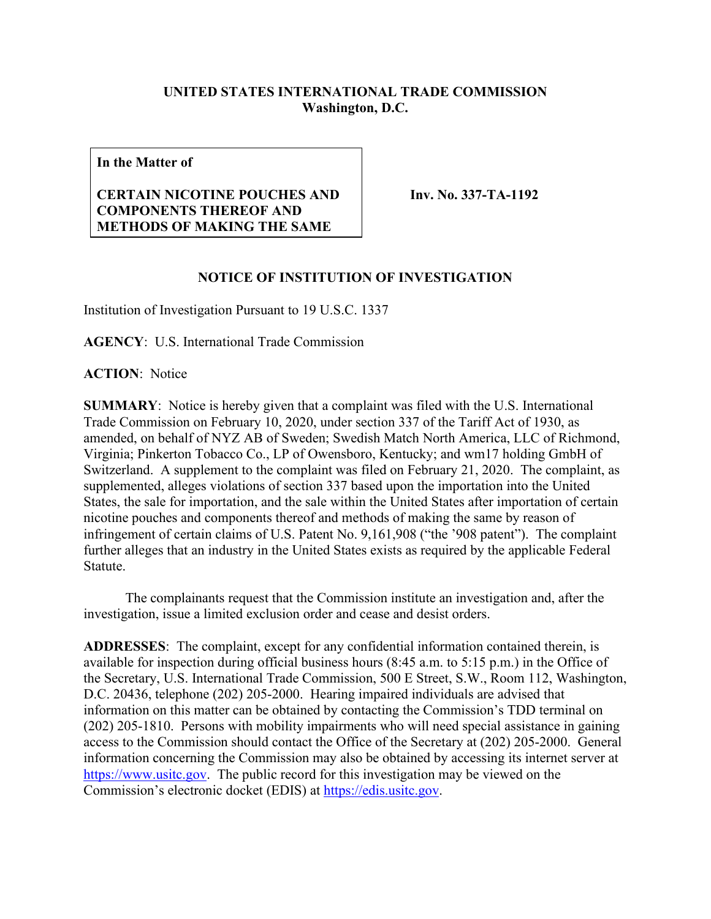**UNITED STATES INTERNATIONAL TRADE COMMISSION**
**Washington, D.C.**

| **In the Matter of** <br><br> **CERTAIN NICOTINE POUCHES AND COMPONENTS THEREOF AND METHODS OF MAKING THE SAME** | **Inv. No. 337-TA-1192** |
|---|---|

## NOTICE OF INSTITUTION OF INVESTIGATION

Institution of Investigation Pursuant to 19 U.S.C. 1337

**AGENCY**: U.S. International Trade Commission

**ACTION**: Notice

**SUMMARY**: Notice is hereby given that a complaint was filed with the U.S. International Trade Commission on February 10, 2020, under section 337 of the Tariff Act of 1930, as amended, on behalf of NYZ AB of Sweden; Swedish Match North America, LLC of Richmond, Virginia; Pinkerton Tobacco Co., LP of Owensboro, Kentucky; and wm17 holding GmbH of Switzerland. A supplement to the complaint was filed on February 21, 2020. The complaint, as supplemented, alleges violations of section 337 based upon the importation into the United States, the sale for importation, and the sale within the United States after importation of certain nicotine pouches and components thereof and methods of making the same by reason of infringement of certain claims of U.S. Patent No. 9,161,908 ("the '908 patent"). The complaint further alleges that an industry in the United States exists as required by the applicable Federal Statute.

The complainants request that the Commission institute an investigation and, after the investigation, issue a limited exclusion order and cease and desist orders.

**ADDRESSES**: The complaint, except for any confidential information contained therein, is available for inspection during official business hours (8:45 a.m. to 5:15 p.m.) in the Office of the Secretary, U.S. International Trade Commission, 500 E Street, S.W., Room 112, Washington, D.C. 20436, telephone (202) 205-2000. Hearing impaired individuals are advised that information on this matter can be obtained by contacting the Commission's TDD terminal on (202) 205-1810. Persons with mobility impairments who will need special assistance in gaining access to the Commission should contact the Office of the Secretary at (202) 205-2000. General information concerning the Commission may also be obtained by accessing its internet server at https://www.usitc.gov. The public record for this investigation may be viewed on the Commission's electronic docket (EDIS) at https://edis.usitc.gov.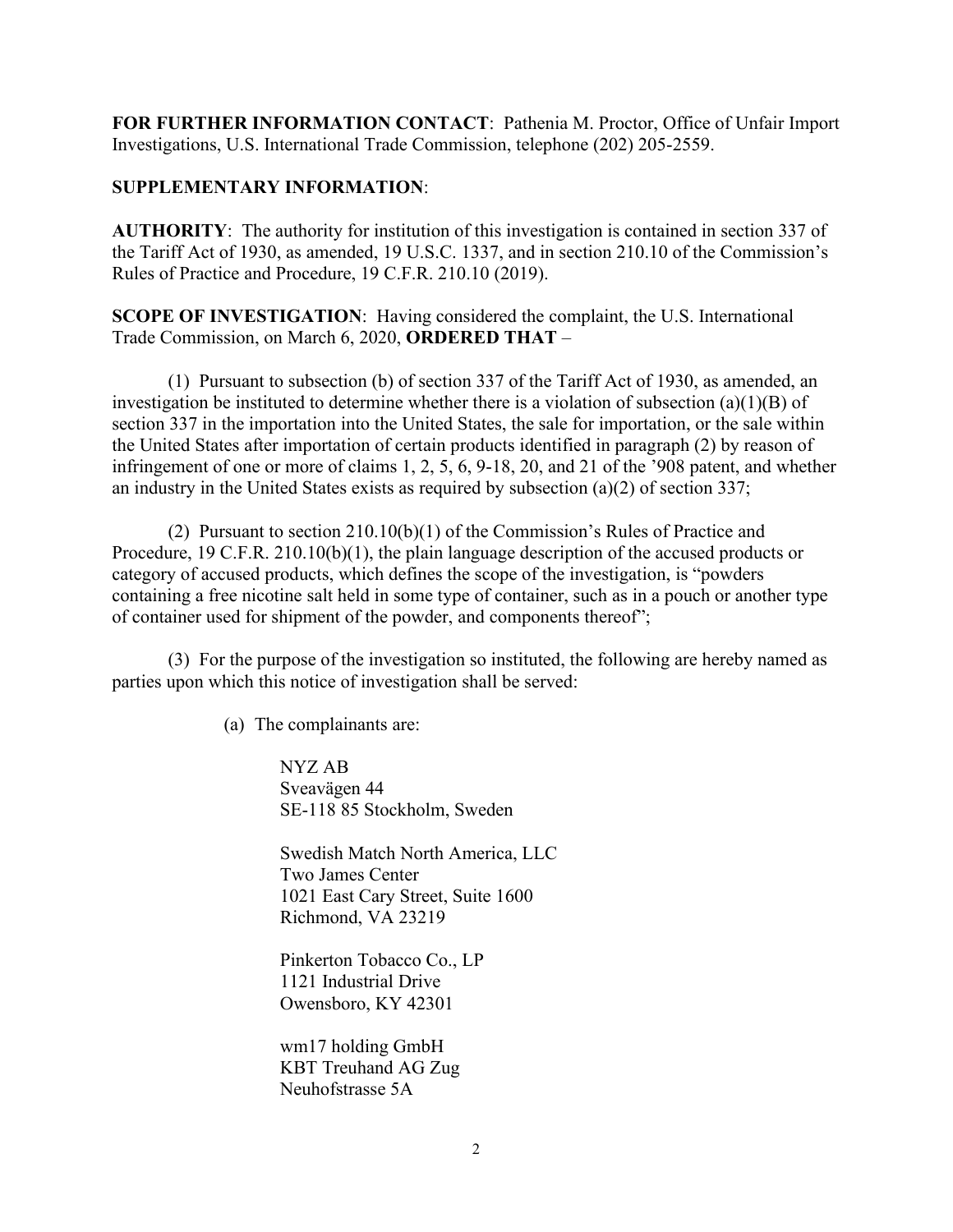**FOR FURTHER INFORMATION CONTACT**: Pathenia M. Proctor, Office of Unfair Import Investigations, U.S. International Trade Commission, telephone (202) 205-2559.

**SUPPLEMENTARY INFORMATION**:

**AUTHORITY**: The authority for institution of this investigation is contained in section 337 of the Tariff Act of 1930, as amended, 19 U.S.C. 1337, and in section 210.10 of the Commission's Rules of Practice and Procedure, 19 C.F.R. 210.10 (2019).

**SCOPE OF INVESTIGATION**: Having considered the complaint, the U.S. International Trade Commission, on March 6, 2020, **ORDERED THAT** –

(1) Pursuant to subsection (b) of section 337 of the Tariff Act of 1930, as amended, an investigation be instituted to determine whether there is a violation of subsection (a)(1)(B) of section 337 in the importation into the United States, the sale for importation, or the sale within the United States after importation of certain products identified in paragraph (2) by reason of infringement of one or more of claims 1, 2, 5, 6, 9-18, 20, and 21 of the '908 patent, and whether an industry in the United States exists as required by subsection (a)(2) of section 337;

(2) Pursuant to section 210.10(b)(1) of the Commission's Rules of Practice and Procedure, 19 C.F.R. 210.10(b)(1), the plain language description of the accused products or category of accused products, which defines the scope of the investigation, is "powders containing a free nicotine salt held in some type of container, such as in a pouch or another type of container used for shipment of the powder, and components thereof";

(3) For the purpose of the investigation so instituted, the following are hereby named as parties upon which this notice of investigation shall be served:

(a) The complainants are:

NYZ AB
Sveavägen 44
SE-118 85 Stockholm, Sweden

Swedish Match North America, LLC
Two James Center
1021 East Cary Street, Suite 1600
Richmond, VA 23219

Pinkerton Tobacco Co., LP
1121 Industrial Drive
Owensboro, KY 42301

wm17 holding GmbH
KBT Treuhand AG Zug
Neuhofstrasse 5A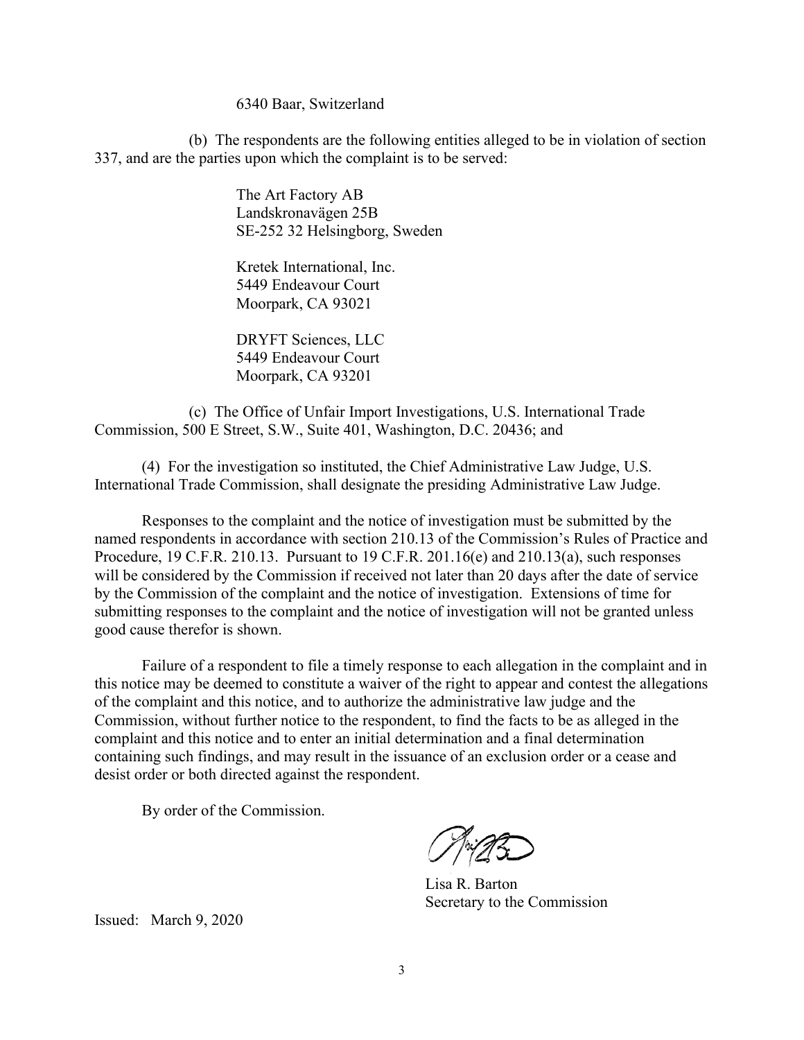6340 Baar, Switzerland

(b) The respondents are the following entities alleged to be in violation of section 337, and are the parties upon which the complaint is to be served:

The Art Factory AB
Landskronavägen 25B
SE-252 32 Helsingborg, Sweden

Kretek International, Inc.
5449 Endeavour Court
Moorpark, CA 93021

DRYFT Sciences, LLC
5449 Endeavour Court
Moorpark, CA 93201

(c) The Office of Unfair Import Investigations, U.S. International Trade Commission, 500 E Street, S.W., Suite 401, Washington, D.C. 20436; and

(4) For the investigation so instituted, the Chief Administrative Law Judge, U.S. International Trade Commission, shall designate the presiding Administrative Law Judge.

Responses to the complaint and the notice of investigation must be submitted by the named respondents in accordance with section 210.13 of the Commission's Rules of Practice and Procedure, 19 C.F.R. 210.13. Pursuant to 19 C.F.R. 201.16(e) and 210.13(a), such responses will be considered by the Commission if received not later than 20 days after the date of service by the Commission of the complaint and the notice of investigation. Extensions of time for submitting responses to the complaint and the notice of investigation will not be granted unless good cause therefor is shown.

Failure of a respondent to file a timely response to each allegation in the complaint and in this notice may be deemed to constitute a waiver of the right to appear and contest the allegations of the complaint and this notice, and to authorize the administrative law judge and the Commission, without further notice to the respondent, to find the facts to be as alleged in the complaint and this notice and to enter an initial determination and a final determination containing such findings, and may result in the issuance of an exclusion order or a cease and desist order or both directed against the respondent.

By order of the Commission.

Lisa R. Barton
Secretary to the Commission

Issued: March 9, 2020